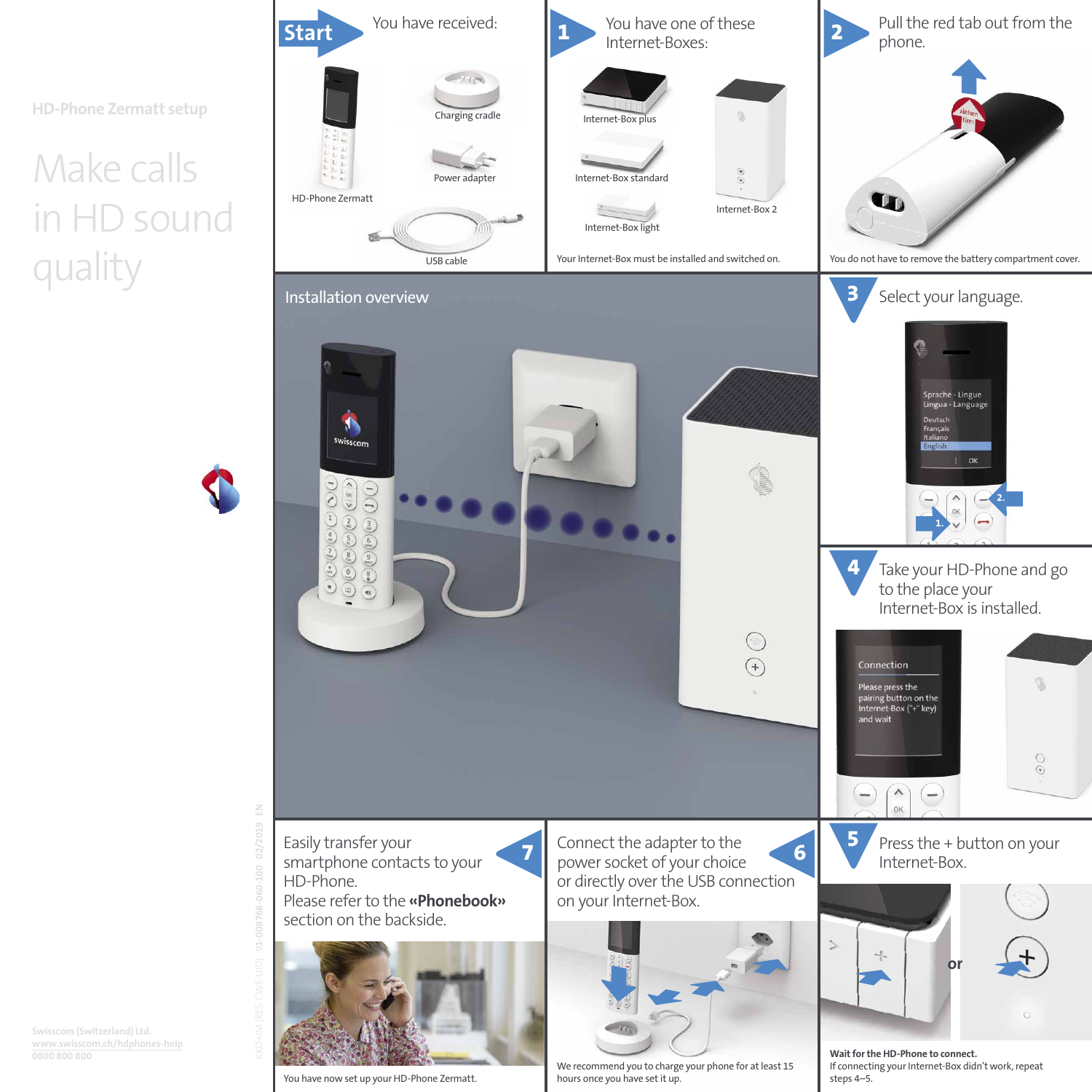HD-Phone Zermatt setup

# Make calls in HD sound quality

## Start

You have received:

- HD-Phone Zermatt
- Charging cradle
- Power adapter
- USB cable

## 1

You have one of these Internet-Boxes:

- Internet-Box plus
- Internet-Box standard
- Internet-Box light
- Internet-Box 2

Your Internet-Box must be installed and switched on.

## 2

Pull the red tab out from the phone.

ziehen tirer

You do not have to remove the battery compartment cover.

## Installation overview

## 3

Select your language.

Sprache - Lingue
Lingua - Language

Deutsch
Français
Italiano
English

OK

1.
2.

## 4

Take your HD-Phone and go to the place your Internet-Box is installed.

Connection

Please press the pairing button on the Internet-Box ("+" key) and wait

## 5

Press the + button on your Internet-Box.

or

**Wait for the HD-Phone to connect.**
If connecting your Internet-Box didn't work, repeat steps 4–5.

## 6

Connect the adapter to the power socket of your choice or directly over the USB connection on your Internet-Box.

We recommend you to charge your phone for at least 15 hours once you have set it up.

## 7

Easily transfer your smartphone contacts to your HD-Phone.
Please refer to the **«Phonebook»** section on the backside.

You have now set up your HD-Phone Zermatt.

KKD-HM (RES-CWE-UID) 91-008768-060-100 02/2019 EN

Swisscom (Switzerland) Ltd.
www.swisscom.ch/hdphones-help
0800 800 800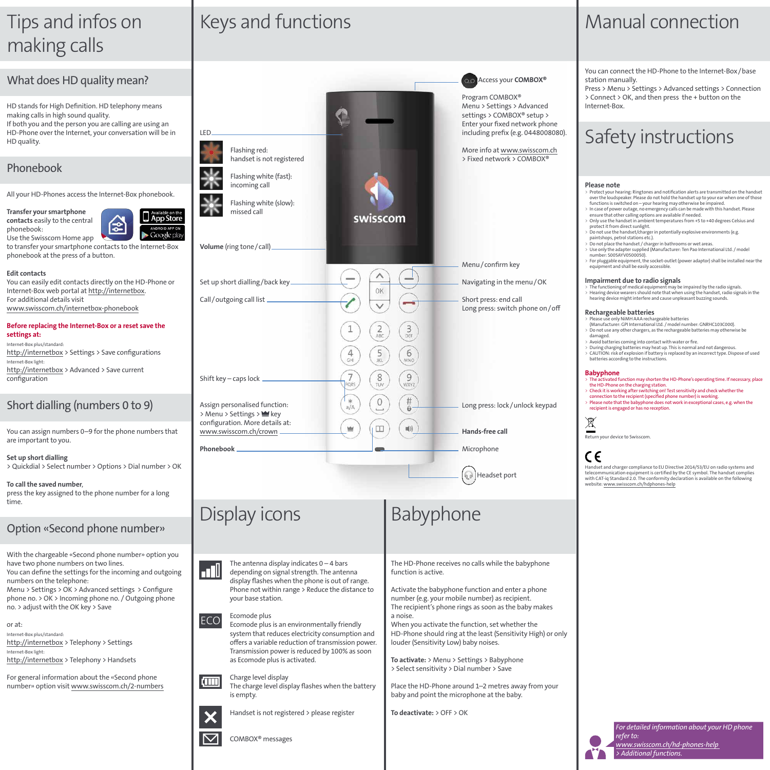# Tips and infos on making calls

## What does HD quality mean?

HD stands for High Definition. HD telephony means making calls in high sound quality.
If both you and the person you are calling are using an HD-Phone over the Internet, your conversation will be in HD quality.

## Phonebook

All your HD-Phones access the Internet-Box phonebook.

**Transfer your smartphone contacts** easily to the central phonebook:
Use the Swisscom Home app to transfer your smartphone contacts to the Internet-Box phonebook at the press of a button.

Available on the App Store
ANDROID APP ON Google play

**Edit contacts**
You can easily edit contacts directly on the HD-Phone or Internet-Box web portal at http://internetbox.
For additional details visit www.swisscom.ch/internetbox-phonebook

**Before replacing the Internet-Box or a reset save the settings at:**

Internet-Box plus/standard:
http://internetbox > Settings > Save configurations
Internet-Box light:
http://internetbox > Advanced > Save current configuration

## Short dialling (numbers 0 to 9)

You can assign numbers 0–9 for the phone numbers that are important to you.

**Set up short dialling**
> Quickdial > Select number > Options > Dial number > OK

**To call the saved number**,
press the key assigned to the phone number for a long time.

## Option «Second phone number»

With the chargeable «Second phone number» option you have two phone numbers on two lines.
You can define the settings for the incoming and outgoing numbers on the telephone:
Menu > Settings > OK > Advanced settings > Configure phone no. > OK > Incoming phone no. / Outgoing phone no. > adjust with the OK key > Save

or at:

Internet-Box plus/standard:
http://internetbox > Telephony > Settings
Internet-Box light:
http://internetbox > Telephony > Handsets

For general information about the «Second phone number» option visit www.swisscom.ch/2-numbers

# Keys and functions

LED
- Flashing red: handset is not registered
- Flashing white (fast): incoming call
- Flashing white (slow): missed call

Access your **COMBOX®**
Program COMBOX®
Menu > Settings > Advanced settings > COMBOX® setup > Enter your fixed network phone including prefix (e.g. 0448008080).

More info at www.swisscom.ch > Fixed network > COMBOX®

**Volume** (ring tone / call)

Menu / confirm key

Set up short dialling / back key

Navigating in the menu / OK

Call / outgoing call list

Short press: end call
Long press: switch phone on / off

Shift key – caps lock

Assign personalised function:
> Menu > Settings > key
configuration. More details at:
www.swisscom.ch/crown

Long press: lock / unlock keypad

**Hands-free call**

**Phonebook**

Microphone

Headset port

# Display icons

The antenna display indicates 0 – 4 bars depending on signal strength. The antenna display flashes when the phone is out of range. Phone not within range > Reduce the distance to your base station.

ECO — Ecomode plus
Ecomode plus is an environmentally friendly system that reduces electricity consumption and offers a variable reduction of transmission power. Transmission power is reduced by 100% as soon as Ecomode plus is activated.

Charge level display
The charge level display flashes when the battery is empty.

Handset is not registered > please register

COMBOX® messages

# Babyphone

The HD-Phone receives no calls while the babyphone function is active.

Activate the babyphone function and enter a phone number (e.g. your mobile number) as recipient.
The recipient's phone rings as soon as the baby makes a noise.
When you activate the function, set whether the HD-Phone should ring at the least (Sensitivity High) or only louder (Sensitivity Low) baby noises.

**To activate:** > Menu > Settings > Babyphone > Select sensitivity > Dial number > Save

Place the HD-Phone around 1–2 metres away from your baby and point the microphone at the baby.

**To deactivate:** > OFF > OK

# Manual connection

You can connect the HD-Phone to the Internet-Box / base station manually.
Press > Menu > Settings > Advanced settings > Connection > Connect > OK, and then press the + button on the Internet-Box.

# Safety instructions

### Please note
- Protect your hearing: Ringtones and notification alerts are transmitted on the handset over the loudspeaker. Please do not hold the handset up to your ear when one of those functions is switched on – your hearing may otherwise be impaired.
- In case of power outage, no emergency calls can be made with this handset. Please ensure that other calling options are available if needed.
- Only use the handset in ambient temperatures from +5 to +40 degrees Celsius and protect it from direct sunlight.
- Do not use the handset/charger in potentially explosive environments (e.g. paintshops, petrol stations etc.).
- Do not place the handset / charger in bathrooms or wet areas.
- Use only the adapter supplied (Manufacturer: Ten Pao International Ltd. / model number: S005AYV0500050).
- For pluggable equipment, the socket-outlet (power adaptor) shall be installed near the equipment and shall be easily accessible.

### Impairment due to radio signals
- The functioning of medical equipment may be impaired by the radio signals.
- Hearing device wearers should note that when using the handset, radio signals in the hearing device might interfere and cause unpleasant buzzing sounds.

### Rechargeable batteries
- Please use only NiMH AAA rechargeable batteries (Manufacturer: GPI International Ltd. / model number: GNRHC103C000).
- Do not use any other chargers, as the rechargeable batteries may otherwise be damaged.
- Avoid batteries coming into contact with water or fire.
- During charging batteries may heat up. This is normal and not dangerous.
- CAUTION: risk of explosion if battery is replaced by an incorrect type. Dispose of used batteries according to the instructions.

### Babyphone
- The activated function may shorten the HD-Phone's operating time. If necessary, place the HD-Phone on the charging station.
- Check it is working after switching on! Test sensitivity and check whether the connection to the recipient (specified phone number) is working.
- Please note that the babyphone does not work in exceptional cases, e.g. when the recipient is engaged or has no reception.

Return your device to Swisscom.

CE

Handset and charger compliance to EU Directive 2014/53/EU on radio systems and telecommunication equipment is certified by the CE symbol. The handset complies with CAT-iq Standard 2.0. The conformity declaration is available on the following website: www.swisscom.ch/hdphones-help

*For detailed information about your HD phone refer to:*
*www.swisscom.ch/hd-phones-help*
*> Additional functions.*